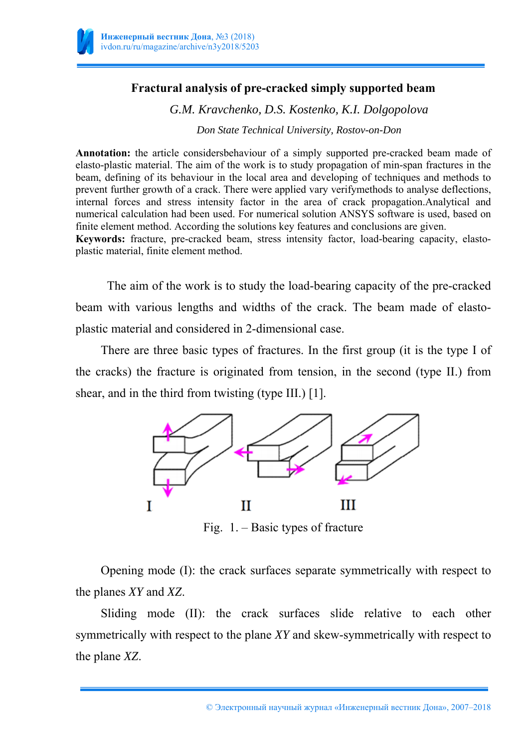# Fractural analysis of pre-cracked simply supported beam

*G.M. Kravchenko, D.S. Kostenko, K.I. Dolgopolova*

*Don State Technical University, Rostov-on-Don*

**Annotation:** the article considersbehaviour of a simply supported pre-cracked beam made of elasto-plastic material. The aim of the work is to study propagation of min-span fractures in the beam, defining of its behaviour in the local area and developing of techniques and methods to prevent further growth of a crack. There were applied vary verifymethods to analyse deflections, internal forces and stress intensity factor in the area of crack propagation.Analytical and numerical calculation had been used. For numerical solution ANSYS software is used, based on finite element method. According the solutions key features and conclusions are given.

**Keywords:** fracture, pre-cracked beam, stress intensity factor, load-bearing capacity, elasto-plastic material, finite element method.

The aim of the work is to study the load-bearing capacity of the pre-cracked beam with various lengths and widths of the crack. The beam made of elasto-plastic material and considered in 2-dimensional case.

There are three basic types of fractures. In the first group (it is the type I of the cracks) the fracture is originated from tension, in the second (type II.) from shear, and in the third from twisting (type III.) [1].

I II III

Fig. 1. – Basic types of fracture

Opening mode (I): the crack surfaces separate symmetrically with respect to the planes *XY* and *XZ*.

Sliding mode (II): the crack surfaces slide relative to each other symmetrically with respect to the plane *XY* and skew-symmetrically with respect to the plane *XZ*.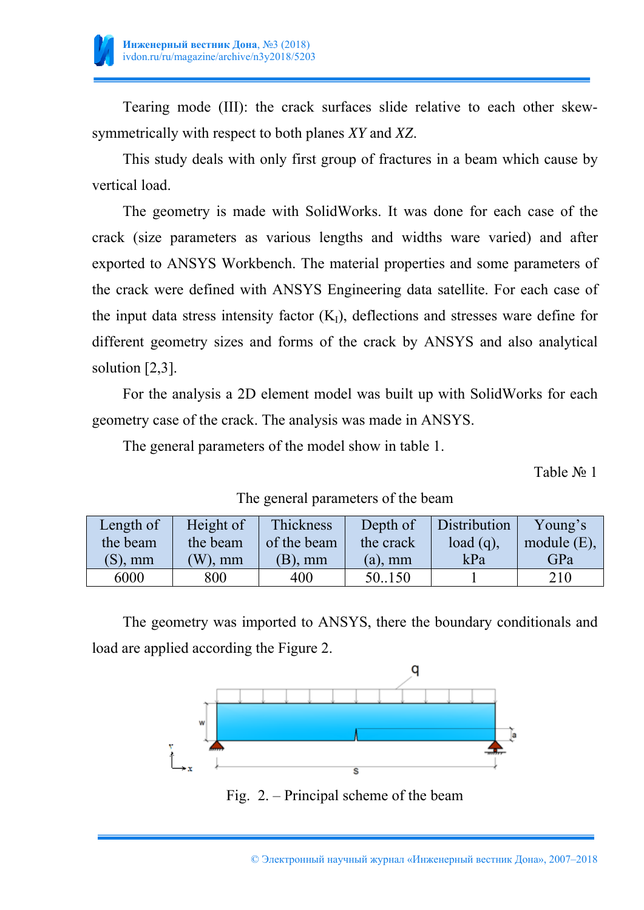Tearing mode (III): the crack surfaces slide relative to each other skew-symmetrically with respect to both planes *XY* and *XZ*.

This study deals with only first group of fractures in a beam which cause by vertical load.

The geometry is made with SolidWorks. It was done for each case of the crack (size parameters as various lengths and widths ware varied) and after exported to ANSYS Workbench. The material properties and some parameters of the crack were defined with ANSYS Engineering data satellite. For each case of the input data stress intensity factor ($K_I$), deflections and stresses ware define for different geometry sizes and forms of the crack by ANSYS and also analytical solution [2,3].

For the analysis a 2D element model was built up with SolidWorks for each geometry case of the crack. The analysis was made in ANSYS.

The general parameters of the model show in table 1.

Table № 1

The general parameters of the beam

| Length of the beam (S), mm | Height of the beam (W), mm | Thickness of the beam (B), mm | Depth of the crack (a), mm | Distribution load (q), kPa | Young's module (E), GPa |
|---|---|---|---|---|---|
| 6000 | 800 | 400 | 50..150 | 1 | 210 |

The geometry was imported to ANSYS, there the boundary conditionals and load are applied according the Figure 2.

Fig. 2. – Principal scheme of the beam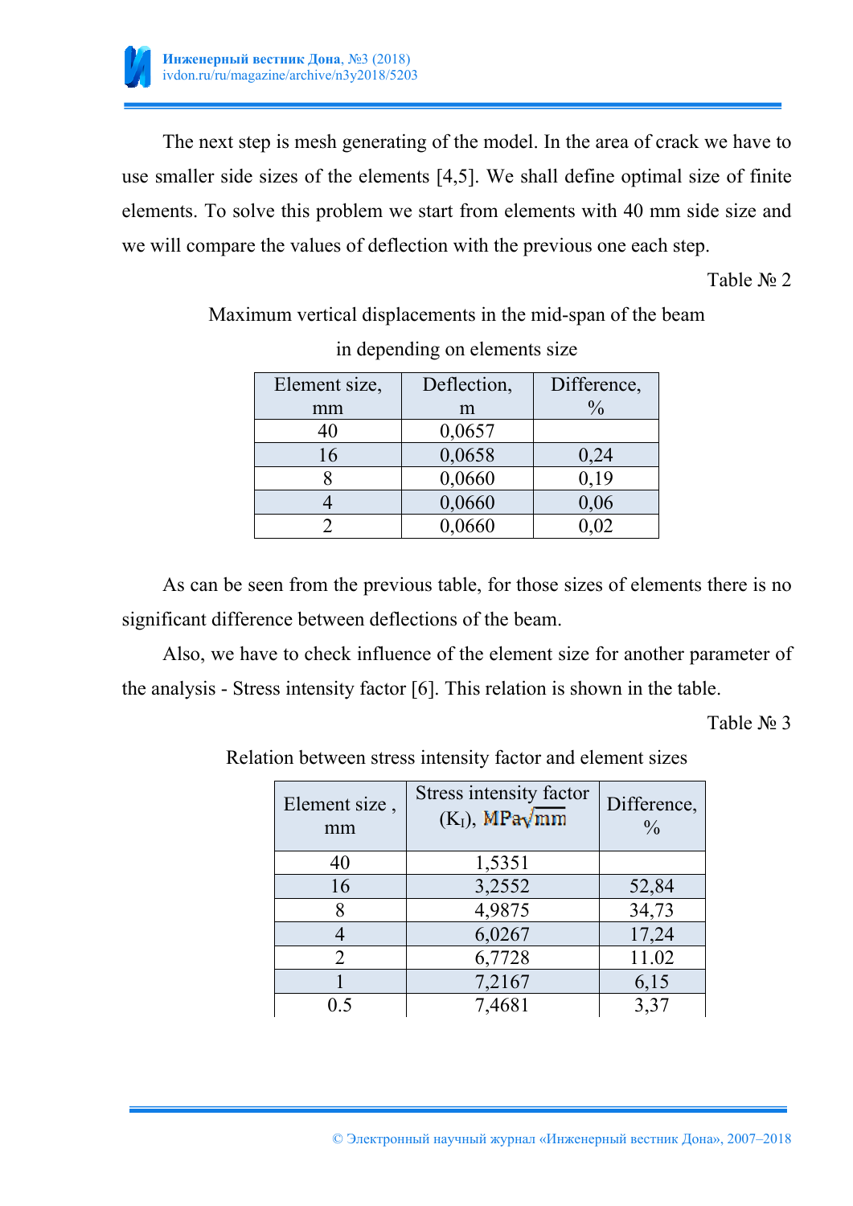The next step is mesh generating of the model. In the area of crack we have to use smaller side sizes of the elements [4,5]. We shall define optimal size of finite elements. To solve this problem we start from elements with 40 mm side size and we will compare the values of deflection with the previous one each step.

Table № 2

Maximum vertical displacements in the mid-span of the beam in depending on elements size

| Element size, mm | Deflection, m | Difference, % |
|---|---|---|
| 40 | 0,0657 | |
| 16 | 0,0658 | 0,24 |
| 8 | 0,0660 | 0,19 |
| 4 | 0,0660 | 0,06 |
| 2 | 0,0660 | 0,02 |

As can be seen from the previous table, for those sizes of elements there is no significant difference between deflections of the beam.

Also, we have to check influence of the element size for another parameter of the analysis - Stress intensity factor [6]. This relation is shown in the table.

Table № 3

Relation between stress intensity factor and element sizes

| Element size , mm | Stress intensity factor ($K_I$), $MPa\sqrt{mm}$ | Difference, % |
|---|---|---|
| 40 | 1,5351 | |
| 16 | 3,2552 | 52,84 |
| 8 | 4,9875 | 34,73 |
| 4 | 6,0267 | 17,24 |
| 2 | 6,7728 | 11.02 |
| 1 | 7,2167 | 6,15 |
| 0.5 | 7,4681 | 3,37 |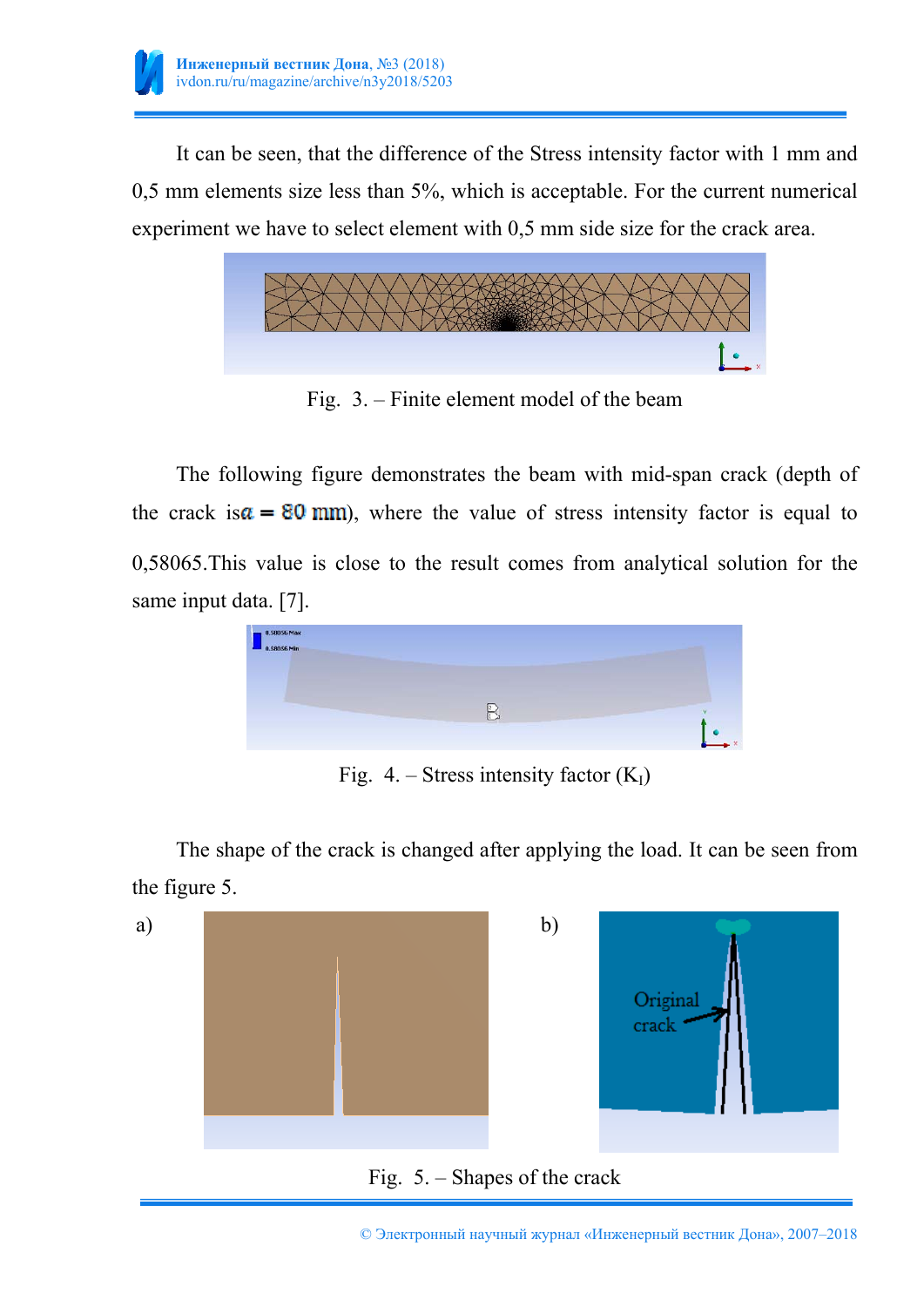It can be seen, that the difference of the Stress intensity factor with 1 mm and 0,5 mm elements size less than 5%, which is acceptable. For the current numerical experiment we have to select element with 0,5 mm side size for the crack area.

Fig. 3. – Finite element model of the beam

The following figure demonstrates the beam with mid-span crack (depth of the crack is $a = 80$ mm), where the value of stress intensity factor is equal to 0,58065.This value is close to the result comes from analytical solution for the same input data. [7].

Fig. 4. – Stress intensity factor ($K_I$)

The shape of the crack is changed after applying the load. It can be seen from the figure 5.

a) b)

Fig. 5. – Shapes of the crack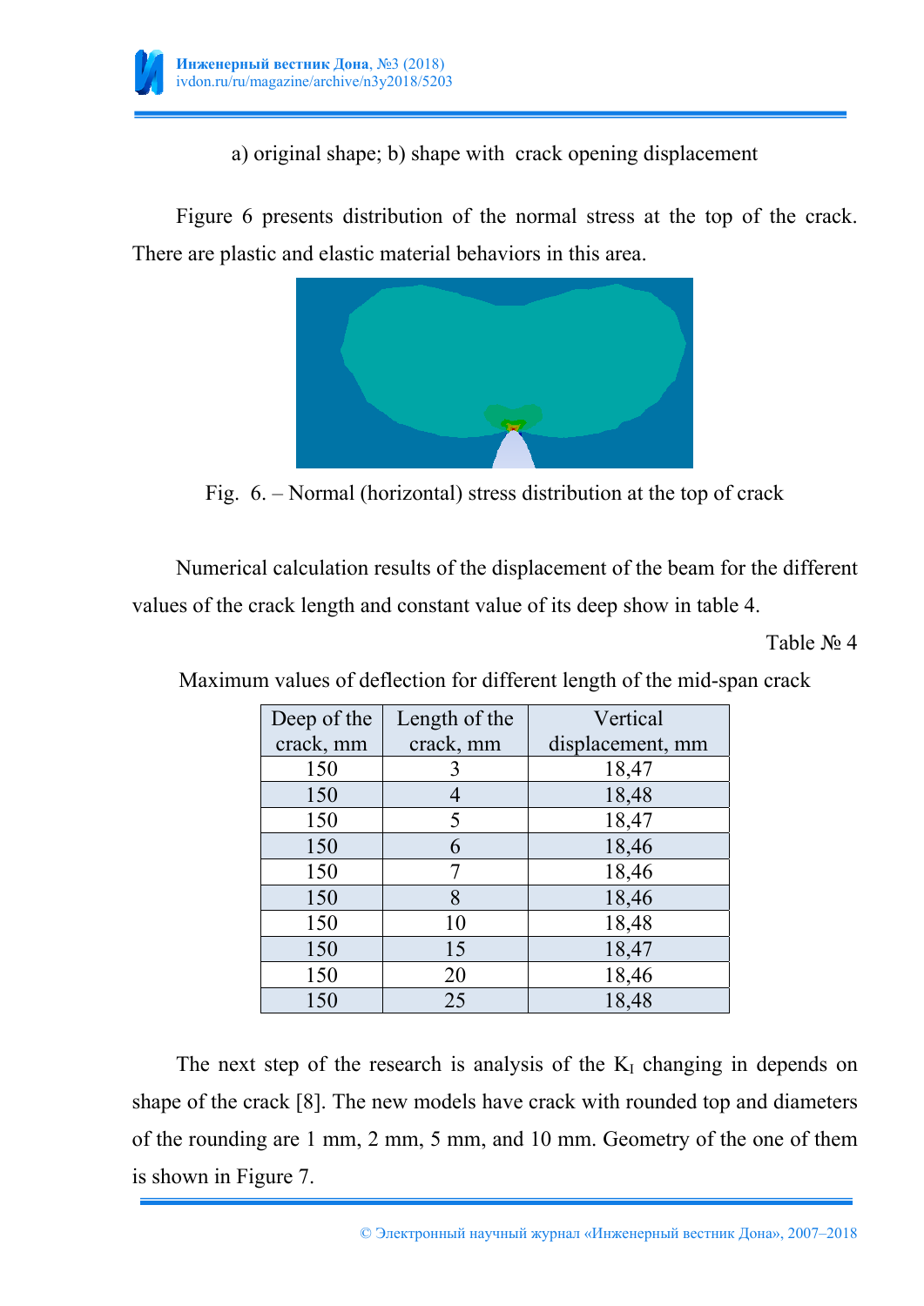a) original shape; b) shape with crack opening displacement

Figure 6 presents distribution of the normal stress at the top of the crack. There are plastic and elastic material behaviors in this area.

Fig. 6. – Normal (horizontal) stress distribution at the top of crack

Numerical calculation results of the displacement of the beam for the different values of the crack length and constant value of its deep show in table 4.

Table № 4

Maximum values of deflection for different length of the mid-span crack

| Deep of the crack, mm | Length of the crack, mm | Vertical displacement, mm |
|---|---|---|
| 150 | 3 | 18,47 |
| 150 | 4 | 18,48 |
| 150 | 5 | 18,47 |
| 150 | 6 | 18,46 |
| 150 | 7 | 18,46 |
| 150 | 8 | 18,46 |
| 150 | 10 | 18,48 |
| 150 | 15 | 18,47 |
| 150 | 20 | 18,46 |
| 150 | 25 | 18,48 |

The next step of the research is analysis of the $K_I$ changing in depends on shape of the crack [8]. The new models have crack with rounded top and diameters of the rounding are 1 mm, 2 mm, 5 mm, and 10 mm. Geometry of the one of them is shown in Figure 7.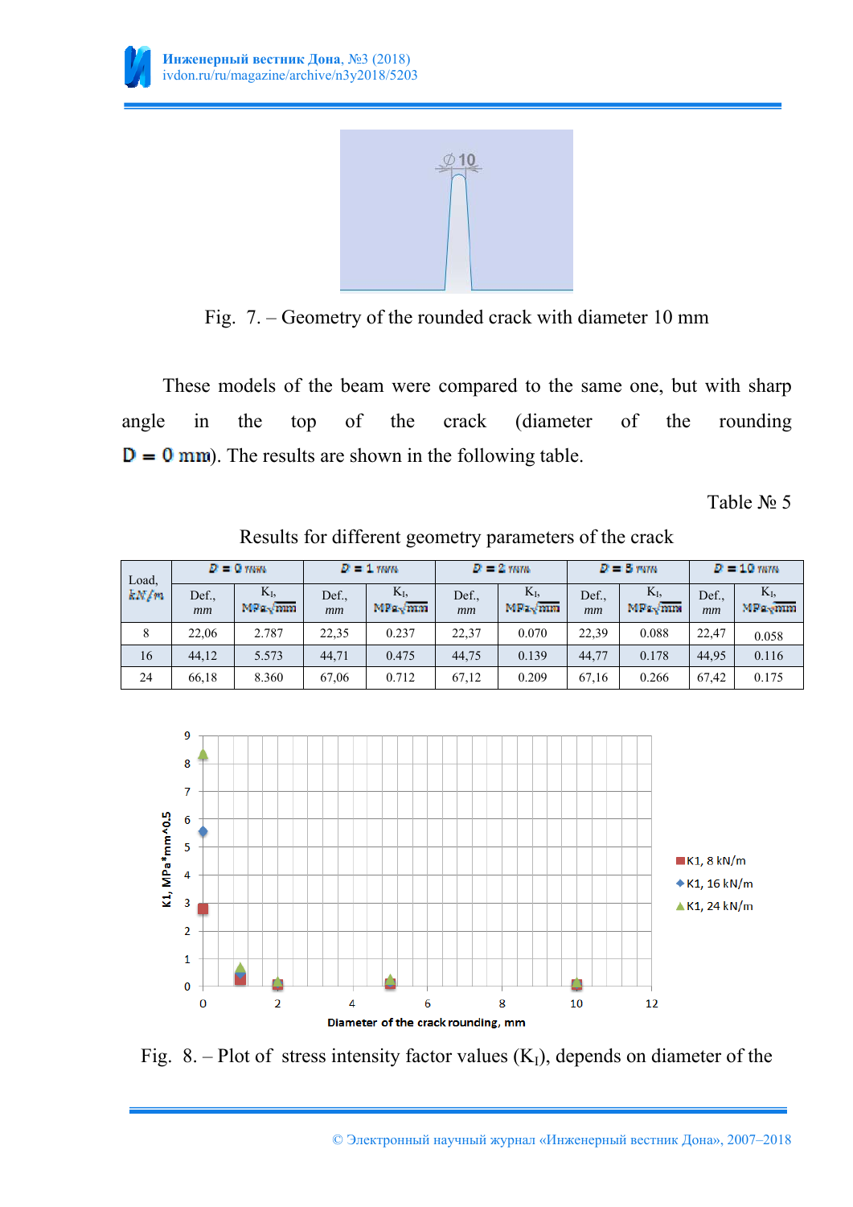Fig. 7. – Geometry of the rounded crack with diameter 10 mm

These models of the beam were compared to the same one, but with sharp angle in the top of the crack (diameter of the rounding $D = 0$ mm). The results are shown in the following table.

Table № 5

Results for different geometry parameters of the crack

| Load, $kN/m$ | $D = 0$ mm | | $D = 1$ mm | | $D = 2$ mm | | $D = 5$ mm | | $D = 10$ mm | |
|---|---|---|---|---|---|---|---|---|---|---|
| | Def., mm | $K_I$, $MPa\sqrt{mm}$ | Def., mm | $K_I$, $MPa\sqrt{mm}$ | Def., mm | $K_I$, $MPa\sqrt{mm}$ | Def., mm | $K_I$, $MPa\sqrt{mm}$ | Def., mm | $K_I$, $MPa\sqrt{mm}$ |
| 8 | 22,06 | 2.787 | 22,35 | 0.237 | 22,37 | 0.070 | 22,39 | 0.088 | 22,47 | 0.058 |
| 16 | 44,12 | 5.573 | 44,71 | 0.475 | 44,75 | 0.139 | 44,77 | 0.178 | 44,95 | 0.116 |
| 24 | 66,18 | 8.360 | 67,06 | 0.712 | 67,12 | 0.209 | 67,16 | 0.266 | 67,42 | 0.175 |

Fig. 8. – Plot of stress intensity factor values ($K_I$), depends on diameter of the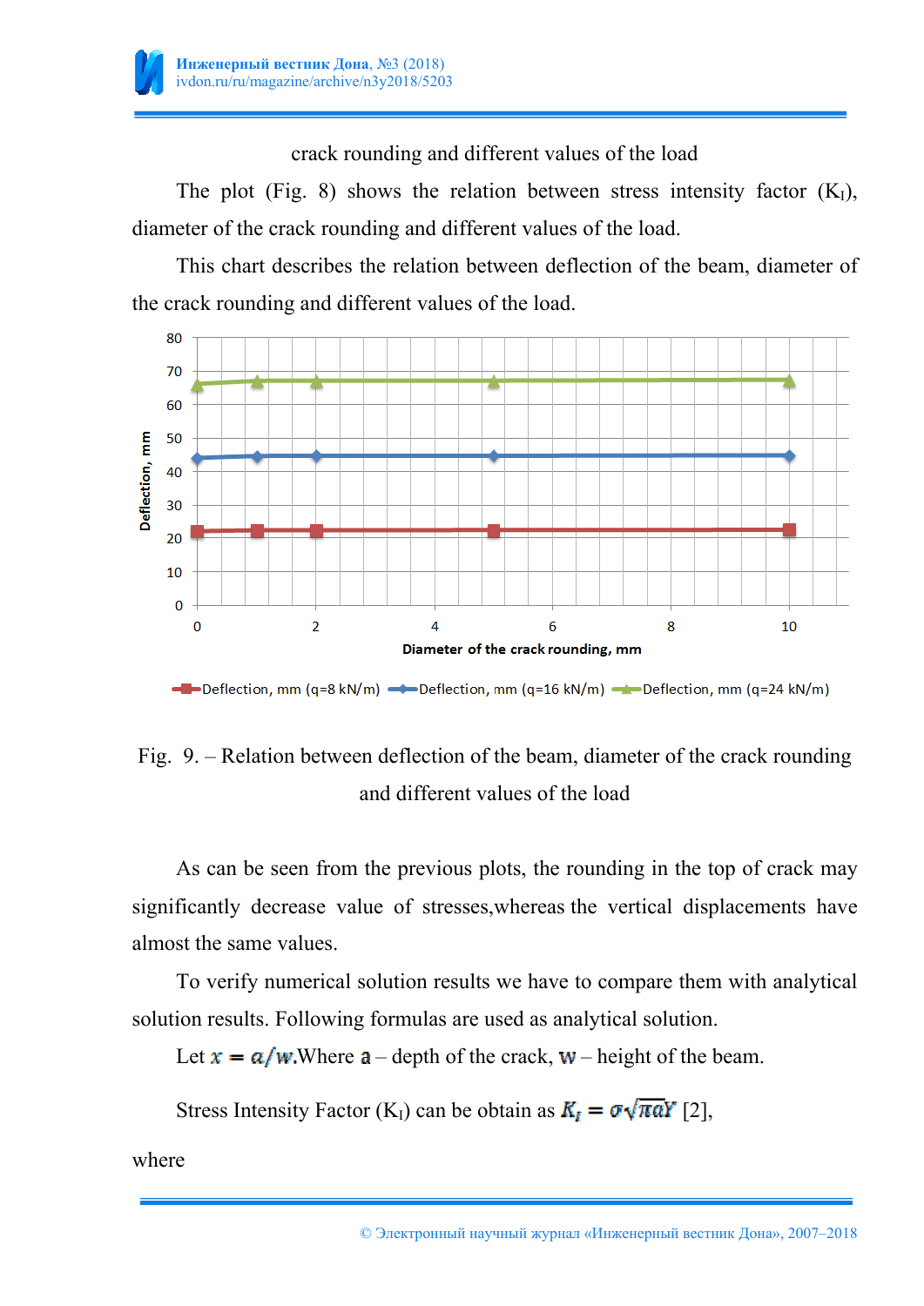crack rounding and different values of the load

The plot (Fig. 8) shows the relation between stress intensity factor ($K_I$), diameter of the crack rounding and different values of the load.

This chart describes the relation between deflection of the beam, diameter of the crack rounding and different values of the load.

Fig. 9. – Relation between deflection of the beam, diameter of the crack rounding and different values of the load

As can be seen from the previous plots, the rounding in the top of crack may significantly decrease value of stresses,whereas the vertical displacements have almost the same values.

To verify numerical solution results we have to compare them with analytical solution results. Following formulas are used as analytical solution.

Let $x = a/w$.Where $\mathbf{a}$ – depth of the crack, $\mathbf{w}$ – height of the beam.

Stress Intensity Factor ($K_I$) can be obtain as $K_I = \sigma\sqrt{\pi a}Y$ [2],

where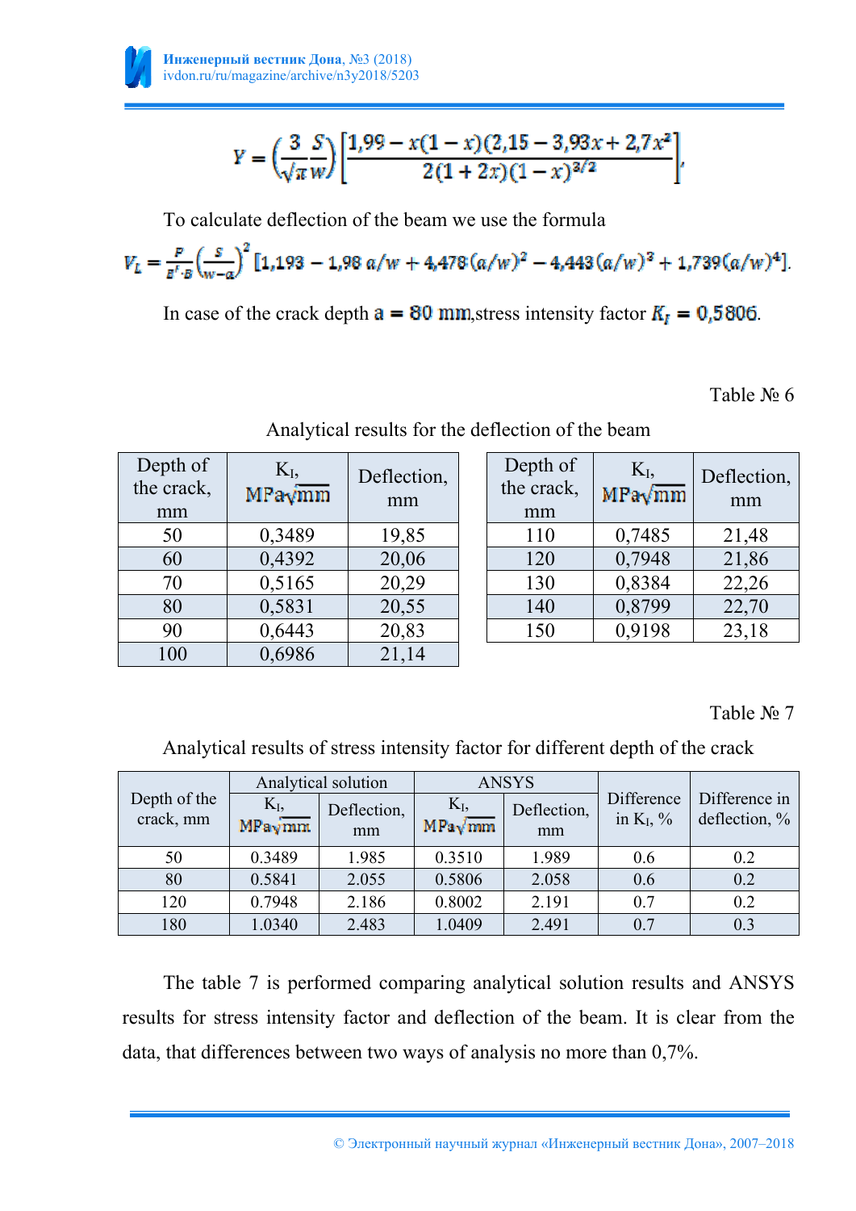$$Y = \left(\frac{3}{\sqrt{\pi}}\frac{S}{w}\right)\left[\frac{1{,}99 - x(1-x)(2{,}15 - 3{,}93x + 2{,}7x^2)}{2(1+2x)(1-x)^{3/2}}\right],$$

To calculate deflection of the beam we use the formula

$$V_L = \frac{P}{E'\cdot B}\left(\frac{S}{w-a}\right)^2\left[1{,}193 - 1{,}98\,a/w + 4{,}478(a/w)^2 - 4{,}443(a/w)^3 + 1{,}739(a/w)^4\right].$$

In case of the crack depth $a = 80$ mm,stress intensity factor $K_I = 0{,}5806$.

Table № 6

Analytical results for the deflection of the beam

| Depth of the crack, mm | $K_I$, $MPa\sqrt{mm}$ | Deflection, mm |
|---|---|---|
| 50 | 0,3489 | 19,85 |
| 60 | 0,4392 | 20,06 |
| 70 | 0,5165 | 20,29 |
| 80 | 0,5831 | 20,55 |
| 90 | 0,6443 | 20,83 |
| 100 | 0,6986 | 21,14 |
| 110 | 0,7485 | 21,48 |
| 120 | 0,7948 | 21,86 |
| 130 | 0,8384 | 22,26 |
| 140 | 0,8799 | 22,70 |
| 150 | 0,9198 | 23,18 |

Table № 7

Analytical results of stress intensity factor for different depth of the crack

| Depth of the crack, mm | Analytical solution | | ANSYS | | Difference in $K_I$, % | Difference in deflection, % |
|---|---|---|---|---|---|---|
| | $K_I$, $MPa\sqrt{mm}$ | Deflection, mm | $K_I$, $MPa\sqrt{mm}$ | Deflection, mm | | |
| 50 | 0.3489 | 1.985 | 0.3510 | 1.989 | 0.6 | 0.2 |
| 80 | 0.5841 | 2.055 | 0.5806 | 2.058 | 0.6 | 0.2 |
| 120 | 0.7948 | 2.186 | 0.8002 | 2.191 | 0.7 | 0.2 |
| 180 | 1.0340 | 2.483 | 1.0409 | 2.491 | 0.7 | 0.3 |

The table 7 is performed comparing analytical solution results and ANSYS results for stress intensity factor and deflection of the beam. It is clear from the data, that differences between two ways of analysis no more than 0,7%.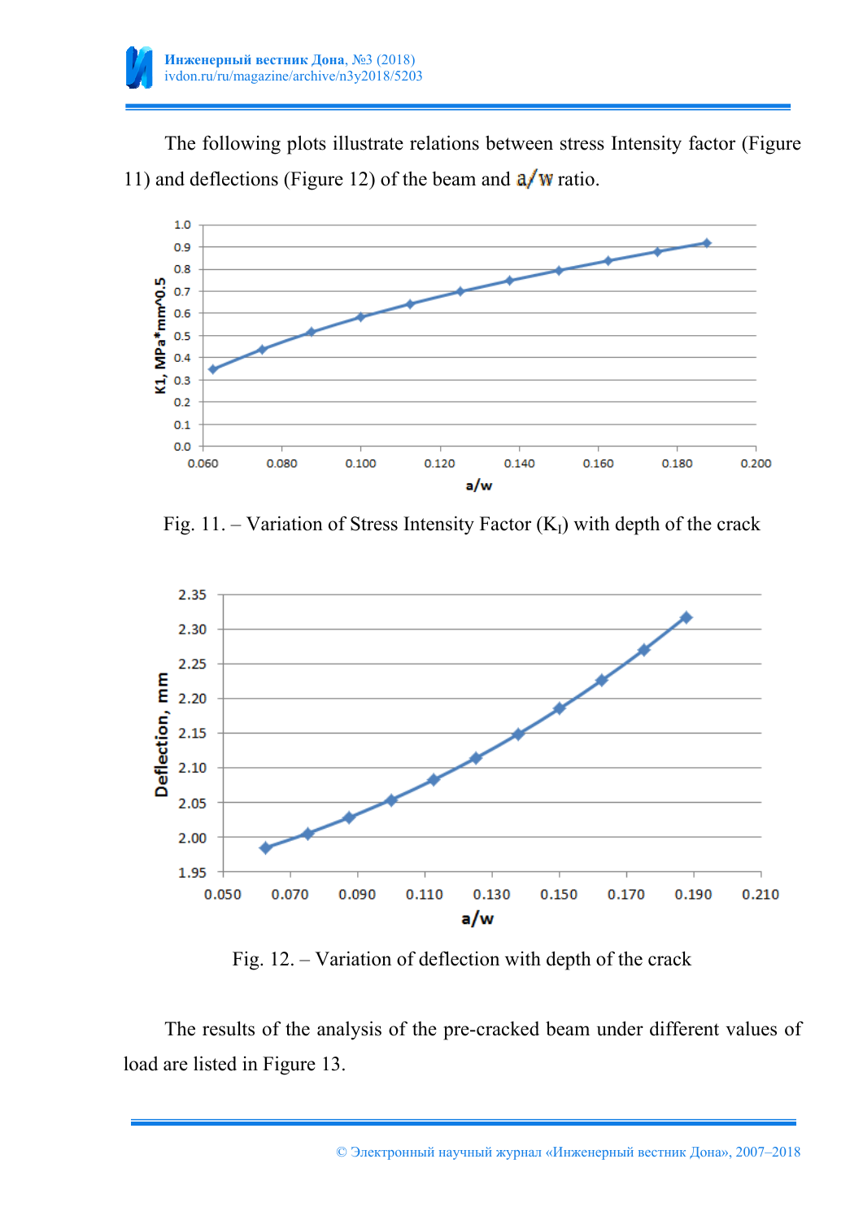The following plots illustrate relations between stress Intensity factor (Figure 11) and deflections (Figure 12) of the beam and $a/w$ ratio.

Fig. 11. – Variation of Stress Intensity Factor ($K_I$) with depth of the crack

Fig. 12. – Variation of deflection with depth of the crack

The results of the analysis of the pre-cracked beam under different values of load are listed in Figure 13.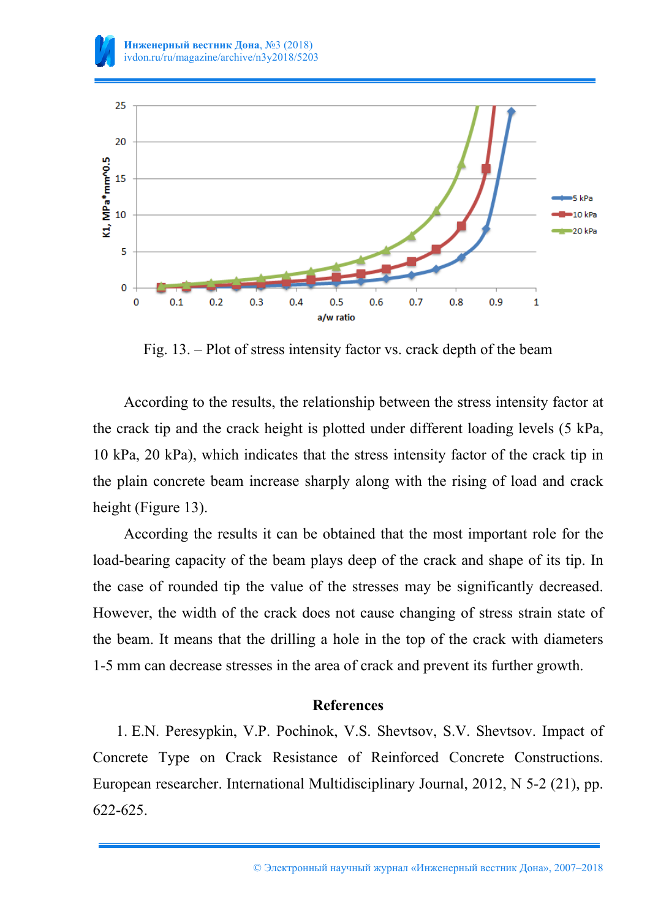Fig. 13. – Plot of stress intensity factor vs. crack depth of the beam

According to the results, the relationship between the stress intensity factor at the crack tip and the crack height is plotted under different loading levels (5 kPa, 10 kPa, 20 kPa), which indicates that the stress intensity factor of the crack tip in the plain concrete beam increase sharply along with the rising of load and crack height (Figure 13).

According the results it can be obtained that the most important role for the load-bearing capacity of the beam plays deep of the crack and shape of its tip. In the case of rounded tip the value of the stresses may be significantly decreased. However, the width of the crack does not cause changing of stress strain state of the beam. It means that the drilling a hole in the top of the crack with diameters 1-5 mm can decrease stresses in the area of crack and prevent its further growth.

## References

1. E.N. Peresypkin, V.P. Pochinok, V.S. Shevtsov, S.V. Shevtsov. Impact of Concrete Type on Crack Resistance of Reinforced Concrete Constructions. European researcher. International Multidisciplinary Journal, 2012, N 5-2 (21), pp. 622-625.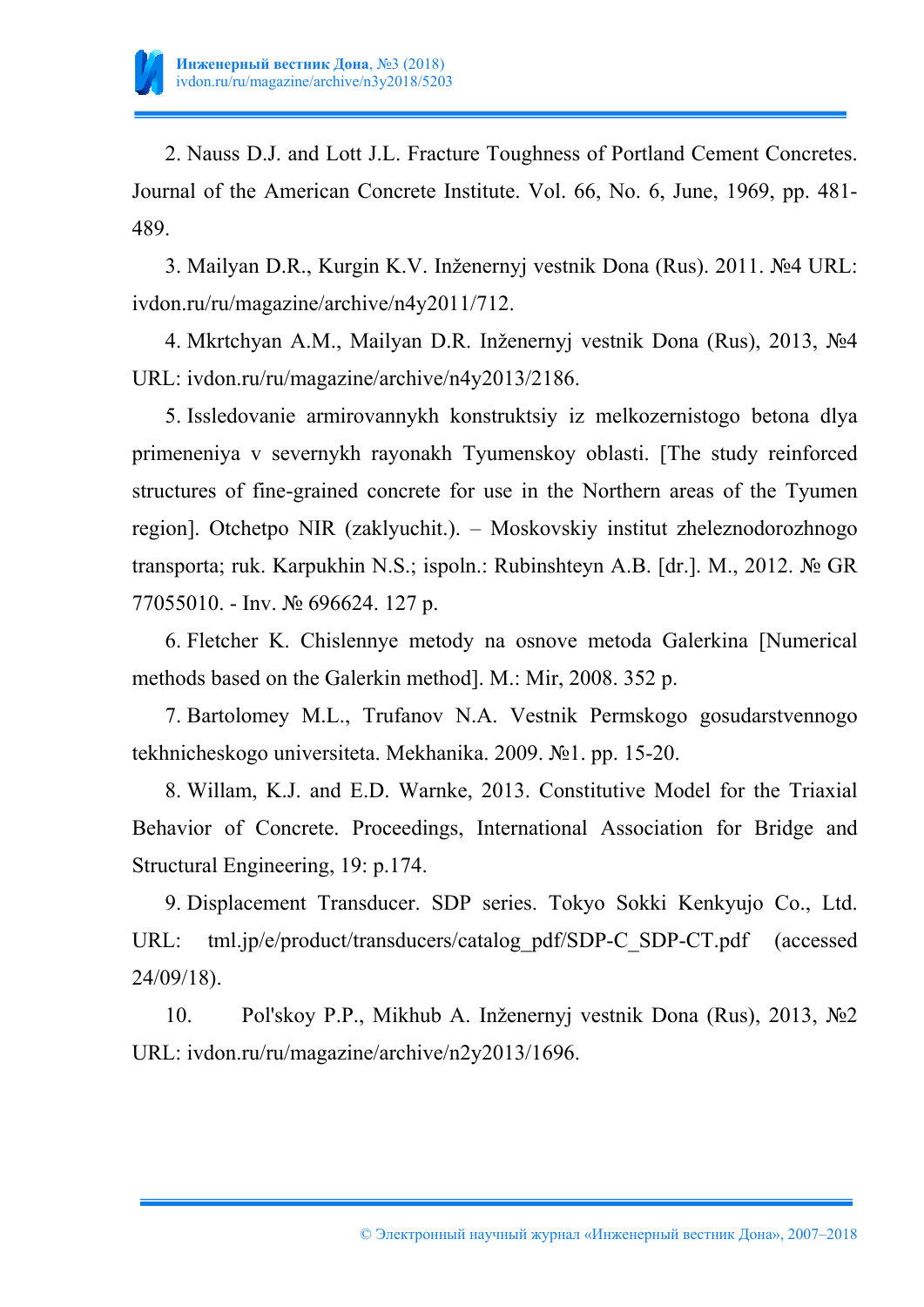2. Nauss D.J. and Lott J.L. Fracture Toughness of Portland Cement Concretes. Journal of the American Concrete Institute. Vol. 66, No. 6, June, 1969, pp. 481-489.

3. Mailyan D.R., Kurgin K.V. Inženernyj vestnik Dona (Rus). 2011. №4 URL: ivdon.ru/ru/magazine/archive/n4y2011/712.

4. Mkrtchyan A.M., Mailyan D.R. Inženernyj vestnik Dona (Rus), 2013, №4 URL: ivdon.ru/ru/magazine/archive/n4y2013/2186.

5. Issledovanie armirovannykh konstruktsiy iz melkozernistogo betona dlya primeneniya v severnykh rayonakh Tyumenskoy oblasti. [The study reinforced structures of fine-grained concrete for use in the Northern areas of the Tyumen region]. Otchetpo NIR (zaklyuchit.). – Moskovskiy institut zheleznodorozhnogo transporta; ruk. Karpukhin N.S.; ispoln.: Rubinshteyn A.B. [dr.]. M., 2012. № GR 77055010. - Inv. № 696624. 127 p.

6. Fletcher K. Chislennye metody na osnove metoda Galerkina [Numerical methods based on the Galerkin method]. M.: Mir, 2008. 352 p.

7. Bartolomey M.L., Trufanov N.A. Vestnik Permskogo gosudarstvennogo tekhnicheskogo universiteta. Mekhanika. 2009. №1. pp. 15-20.

8. Willam, K.J. and E.D. Warnke, 2013. Constitutive Model for the Triaxial Behavior of Concrete. Proceedings, International Association for Bridge and Structural Engineering, 19: p.174.

9. Displacement Transducer. SDP series. Tokyo Sokki Kenkyujo Co., Ltd. URL: tml.jp/e/product/transducers/catalog_pdf/SDP-C_SDP-CT.pdf (accessed 24/09/18).

10. Pol'skoy P.P., Mikhub A. Inženernyj vestnik Dona (Rus), 2013, №2 URL: ivdon.ru/ru/magazine/archive/n2y2013/1696.